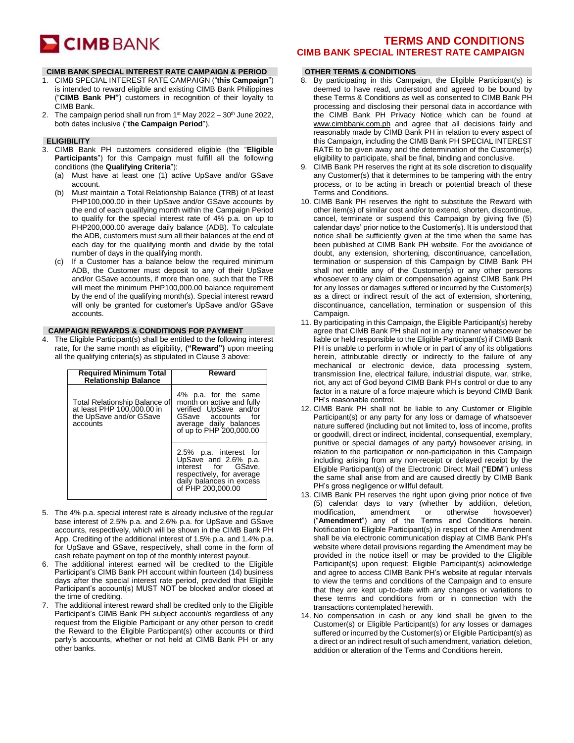# TERMS AND CONDITIONS
## CIMB BANK SPECIAL INTEREST RATE CAMPAIGN

### CIMB BANK SPECIAL INTEREST RATE CAMPAIGN & PERIOD

1. CIMB SPECIAL INTEREST RATE CAMPAIGN ("**this Campaign**") is intended to reward eligible and existing CIMB Bank Philippines ("**CIMB Bank PH**") customers in recognition of their loyalty to CIMB Bank.
2. The campaign period shall run from 1st May 2022 – 30th June 2022, both dates inclusive ("**the Campaign Period**").

### ELIGIBILITY

3. CIMB Bank PH customers considered eligible (the "**Eligible Participants**") for this Campaign must fulfill all the following conditions (the **Qualifying Criteria**"):
   (a) Must have at least one (1) active UpSave and/or GSave account.
   (b) Must maintain a Total Relationship Balance (TRB) of at least PHP100,000.00 in their UpSave and/or GSave accounts by the end of each qualifying month within the Campaign Period to qualify for the special interest rate of 4% p.a. on up to PHP200,000.00 average daily balance (ADB). To calculate the ADB, customers must sum all their balances at the end of each day for the qualifying month and divide by the total number of days in the qualifying month.
   (c) If a Customer has a balance below the required minimum ADB, the Customer must deposit to any of their UpSave and/or GSave accounts, if more than one, such that the TRB will meet the minimum PHP100,000.00 balance requirement by the end of the qualifying month(s). Special interest reward will only be granted for customer's UpSave and/or GSave accounts.

### CAMPAIGN REWARDS & CONDITIONS FOR PAYMENT

4. The Eligible Participant(s) shall be entitled to the following interest rate, for the same month as eligibility, **("Reward")** upon meeting all the qualifying criteria(s) as stipulated in Clause 3 above:

| Required Minimum Total Relationship Balance | Reward |
|---|---|
| Total Relationship Balance of at least PHP 100,000.00 in the UpSave and/or GSave accounts | 4% p.a. for the same month on active and fully verified UpSave and/or GSave accounts for average daily balances of up to PHP 200,000.00 |
| | 2.5% p.a. interest for UpSave and 2.6% p.a. interest for GSave, respectively, for average daily balances in excess of PHP 200,000.00 |

5. The 4% p.a. special interest rate is already inclusive of the regular base interest of 2.5% p.a. and 2.6% p.a. for UpSave and GSave accounts, respectively, which will be shown in the CIMB Bank PH App. Crediting of the additional interest of 1.5% p.a. and 1.4% p.a. for UpSave and GSave, respectively, shall come in the form of cash rebate payment on top of the monthly interest payout.
6. The additional interest earned will be credited to the Eligible Participant's CIMB Bank PH account within fourteen (14) business days after the special interest rate period, provided that Eligible Participant's account(s) MUST NOT be blocked and/or closed at the time of crediting.
7. The additional interest reward shall be credited only to the Eligible Participant's CIMB Bank PH subject account/s regardless of any request from the Eligible Participant or any other person to credit the Reward to the Eligible Participant(s) other accounts or third party's accounts, whether or not held at CIMB Bank PH or any other banks.

### OTHER TERMS & CONDITIONS

8. By participating in this Campaign, the Eligible Participant(s) is deemed to have read, understood and agreed to be bound by these Terms & Conditions as well as consented to CIMB Bank PH processing and disclosing their personal data in accordance with the CIMB Bank PH Privacy Notice which can be found at www.cimbbank.com.ph and agree that all decisions fairly and reasonably made by CIMB Bank PH in relation to every aspect of this Campaign, including the CIMB Bank PH SPECIAL INTEREST RATE to be given away and the determination of the Customer(s) eligibility to participate, shall be final, binding and conclusive.
9. CIMB Bank PH reserves the right at its sole discretion to disqualify any Customer(s) that it determines to be tampering with the entry process, or to be acting in breach or potential breach of these Terms and Conditions.
10. CIMB Bank PH reserves the right to substitute the Reward with other item(s) of similar cost and/or to extend, shorten, discontinue, cancel, terminate or suspend this Campaign by giving five (5) calendar days' prior notice to the Customer(s). It is understood that notice shall be sufficiently given at the time when the same has been published at CIMB Bank PH website. For the avoidance of doubt, any extension, shortening, discontinuance, cancellation, termination or suspension of this Campaign by CIMB Bank PH shall not entitle any of the Customer(s) or any other persons whosoever to any claim or compensation against CIMB Bank PH for any losses or damages suffered or incurred by the Customer(s) as a direct or indirect result of the act of extension, shortening, discontinuance, cancellation, termination or suspension of this Campaign.
11. By participating in this Campaign, the Eligible Participant(s) hereby agree that CIMB Bank PH shall not in any manner whatsoever be liable or held responsible to the Eligible Participant(s) if CIMB Bank PH is unable to perform in whole or in part of any of its obligations herein, attributable directly or indirectly to the failure of any mechanical or electronic device, data processing system, transmission line, electrical failure, industrial dispute, war, strike, riot, any act of God beyond CIMB Bank PH's control or due to any factor in a nature of a force majeure which is beyond CIMB Bank PH's reasonable control.
12. CIMB Bank PH shall not be liable to any Customer or Eligible Participant(s) or any party for any loss or damage of whatsoever nature suffered (including but not limited to, loss of income, profits or goodwill, direct or indirect, incidental, consequential, exemplary, punitive or special damages of any party) howsoever arising, in relation to the participation or non-participation in this Campaign including arising from any non-receipt or delayed receipt by the Eligible Participant(s) of the Electronic Direct Mail ("**EDM**") unless the same shall arise from and are caused directly by CIMB Bank PH's gross negligence or willful default.
13. CIMB Bank PH reserves the right upon giving prior notice of five (5) calendar days to vary (whether by addition, deletion, modification, amendment or otherwise howsoever) ("**Amendment**") any of the Terms and Conditions herein. Notification to Eligible Participant(s) in respect of the Amendment shall be via electronic communication display at CIMB Bank PH's website where detail provisions regarding the Amendment may be provided in the notice itself or may be provided to the Eligible Participant(s) upon request; Eligible Participant(s) acknowledge and agree to access CIMB Bank PH's website at regular intervals to view the terms and conditions of the Campaign and to ensure that they are kept up-to-date with any changes or variations to these terms and conditions from or in connection with the transactions contemplated herewith.
14. No compensation in cash or any kind shall be given to the Customer(s) or Eligible Participant(s) for any losses or damages suffered or incurred by the Customer(s) or Eligible Participant(s) as a direct or an indirect result of such amendment, variation, deletion, addition or alteration of the Terms and Conditions herein.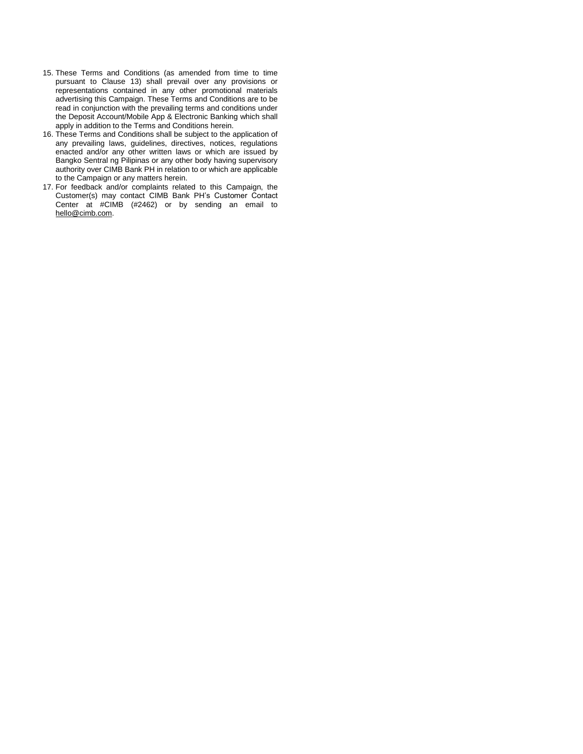15. These Terms and Conditions (as amended from time to time pursuant to Clause 13) shall prevail over any provisions or representations contained in any other promotional materials advertising this Campaign. These Terms and Conditions are to be read in conjunction with the prevailing terms and conditions under the Deposit Account/Mobile App & Electronic Banking which shall apply in addition to the Terms and Conditions herein.
16. These Terms and Conditions shall be subject to the application of any prevailing laws, guidelines, directives, notices, regulations enacted and/or any other written laws or which are issued by Bangko Sentral ng Pilipinas or any other body having supervisory authority over CIMB Bank PH in relation to or which are applicable to the Campaign or any matters herein.
17. For feedback and/or complaints related to this Campaign, the Customer(s) may contact CIMB Bank PH's Customer Contact Center at #CIMB (#2462) or by sending an email to hello@cimb.com.